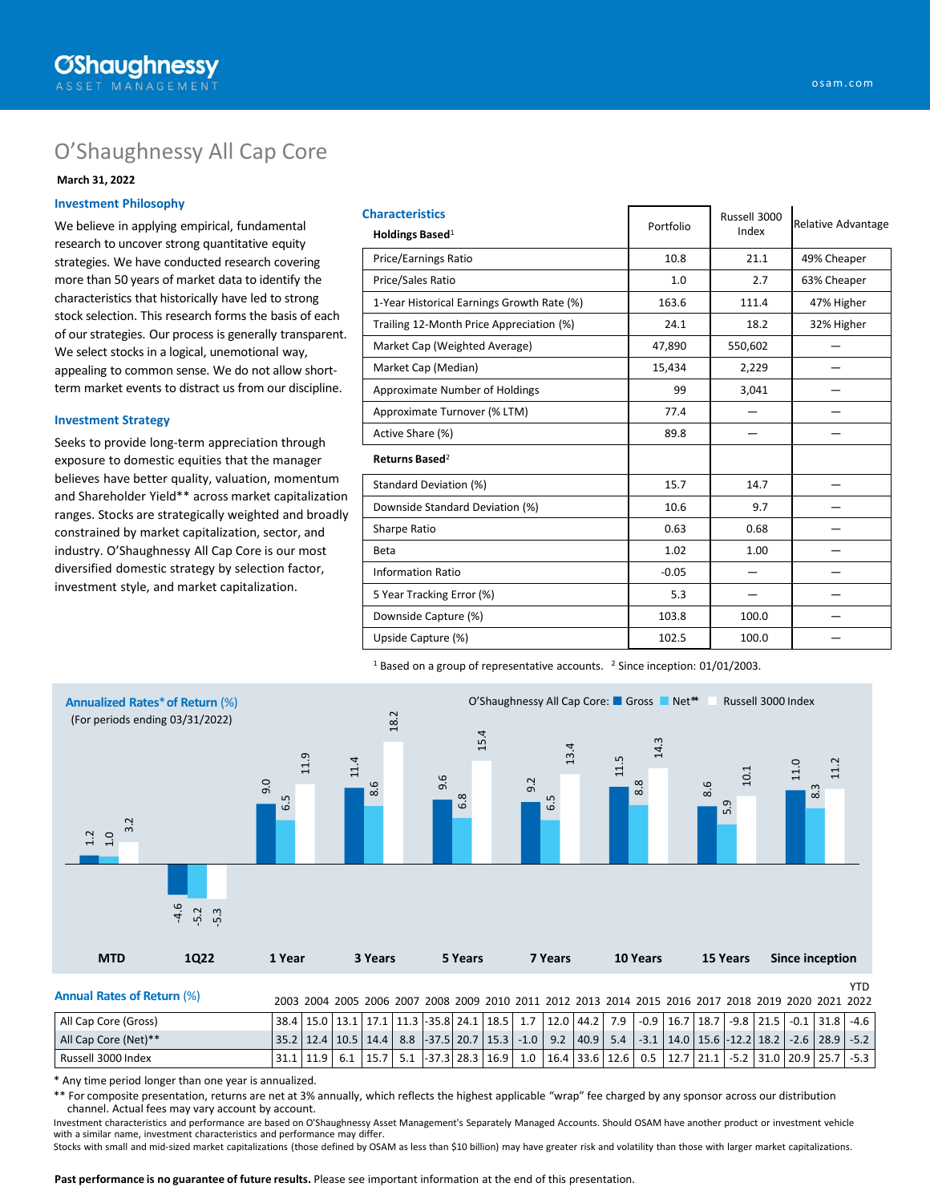# O'Shaughnessy All Cap Core

**March 31, 2022**

## Investment Philosophy

We believe in applying empirical, fundamental research to uncover strong quantitative equity strategies. We have conducted research covering more than 50 years of market data to identify the characteristics that historically have led to strong stock selection. This research forms the basis of each of our strategies. Our process is generally transparent. We select stocks in a logical, unemotional way, appealing to common sense. We do not allow short-term market events to distract us from our discipline.

## Investment Strategy

Seeks to provide long-term appreciation through exposure to domestic equities that the manager believes have better quality, valuation, momentum and Shareholder Yield** across market capitalization ranges. Stocks are strategically weighted and broadly constrained by market capitalization, sector, and industry. O'Shaughnessy All Cap Core is our most diversified domestic strategy by selection factor, investment style, and market capitalization.

## Characteristics

| Holdings Based[1] | Portfolio | Russell 3000 Index | Relative Advantage |
|---|---|---|---|
| Price/Earnings Ratio | 10.8 | 21.1 | 49% Cheaper |
| Price/Sales Ratio | 1.0 | 2.7 | 63% Cheaper |
| 1-Year Historical Earnings Growth Rate (%) | 163.6 | 111.4 | 47% Higher |
| Trailing 12-Month Price Appreciation (%) | 24.1 | 18.2 | 32% Higher |
| Market Cap (Weighted Average) | 47,890 | 550,602 | — |
| Market Cap (Median) | 15,434 | 2,229 | — |
| Approximate Number of Holdings | 99 | 3,041 | — |
| Approximate Turnover (% LTM) | 77.4 | — | — |
| Active Share (%) | 89.8 | — | — |
| **Returns Based[2]** | | | |
| Standard Deviation (%) | 15.7 | 14.7 | — |
| Downside Standard Deviation (%) | 10.6 | 9.7 | — |
| Sharpe Ratio | 0.63 | 0.68 | — |
| Beta | 1.02 | 1.00 | — |
| Information Ratio | -0.05 | — | — |
| 5 Year Tracking Error (%) | 5.3 | — | — |
| Downside Capture (%) | 103.8 | 100.0 | — |
| Upside Capture (%) | 102.5 | 100.0 | — |

[1] Based on a group of representative accounts. [2] Since inception: 01/01/2003.

## Annualized Rates* of Return (%)

(For periods ending 03/31/2022)

| | MTD | 1Q22 | 1 Year | 3 Years | 5 Years | 7 Years | 10 Years | 15 Years | Since inception |
|---|---|---|---|---|---|---|---|---|---|
| O'Shaughnessy All Cap Core: Gross | 1.2 | -4.6 | 9.0 | 11.4 | 9.6 | 9.2 | 11.5 | 8.6 | 11.0 |
| Net** | 1.0 | -5.2 | 6.5 | 8.6 | 6.8 | 6.5 | 8.8 | 5.9 | 8.3 |
| Russell 3000 Index | 3.2 | -5.3 | 11.9 | 18.2 | 15.4 | 13.4 | 14.3 | 10.1 | 11.2 |

## Annual Rates of Return (%)

| | 2003 | 2004 | 2005 | 2006 | 2007 | 2008 | 2009 | 2010 | 2011 | 2012 | 2013 | 2014 | 2015 | 2016 | 2017 | 2018 | 2019 | 2020 | 2021 | YTD 2022 |
|---|---|---|---|---|---|---|---|---|---|---|---|---|---|---|---|---|---|---|---|---|
| All Cap Core (Gross) | 38.4 | 15.0 | 13.1 | 17.1 | 11.3 | -35.8 | 24.1 | 18.5 | 1.7 | 12.0 | 44.2 | 7.9 | -0.9 | 16.7 | 18.7 | -9.8 | 21.5 | -0.1 | 31.8 | -4.6 |
| All Cap Core (Net)** | 35.2 | 12.4 | 10.5 | 14.4 | 8.8 | -37.5 | 20.7 | 15.3 | -1.0 | 9.2 | 40.9 | 5.4 | -3.1 | 14.0 | 15.6 | -12.2 | 18.2 | -2.6 | 28.9 | -5.2 |
| Russell 3000 Index | 31.1 | 11.9 | 6.1 | 15.7 | 5.1 | -37.3 | 28.3 | 16.9 | 1.0 | 16.4 | 33.6 | 12.6 | 0.5 | 12.7 | 21.1 | -5.2 | 31.0 | 20.9 | 25.7 | -5.3 |

\* Any time period longer than one year is annualized.

** For composite presentation, returns are net at 3% annually, which reflects the highest applicable "wrap" fee charged by any sponsor across our distribution channel. Actual fees may vary account by account.

Investment characteristics and performance are based on O'Shaughnessy Asset Management's Separately Managed Accounts. Should OSAM have another product or investment vehicle with a similar name, investment characteristics and performance may differ.

Stocks with small and mid-sized market capitalizations (those defined by OSAM as less than $10 billion) may have greater risk and volatility than those with larger market capitalizations.

**Past performance is no guarantee of future results.** Please see important information at the end of this presentation.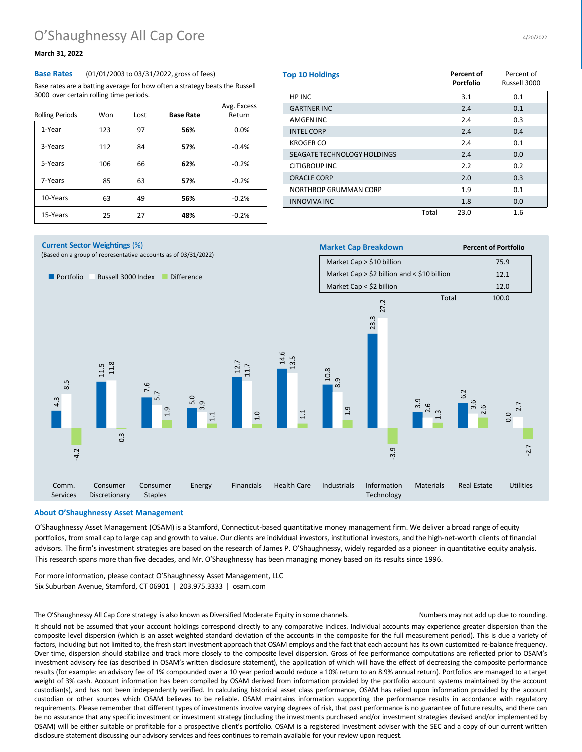# O'Shaughnessy All Cap Core

**March 31, 2022**

## Base Rates

(01/01/2003 to 03/31/2022, gross of fees)

Base rates are a batting average for how often a strategy beats the Russell 3000 over certain rolling time periods.

| Rolling Periods | Won | Lost | **Base Rate** | Avg. Excess Return |
|---|---|---|---|---|
| 1-Year | 123 | 97 | **56%** | 0.0% |
| 3-Years | 112 | 84 | **57%** | -0.4% |
| 5-Years | 106 | 66 | **62%** | -0.2% |
| 7-Years | 85 | 63 | **57%** | -0.2% |
| 10-Years | 63 | 49 | **56%** | -0.2% |
| 15-Years | 25 | 27 | **48%** | -0.2% |

## Top 10 Holdings

| | **Percent of Portfolio** | Percent of Russell 3000 |
|---|---|---|
| HP INC | 3.1 | 0.1 |
| GARTNER INC | 2.4 | 0.1 |
| AMGEN INC | 2.4 | 0.3 |
| INTEL CORP | 2.4 | 0.4 |
| KROGER CO | 2.4 | 0.1 |
| SEAGATE TECHNOLOGY HOLDINGS | 2.4 | 0.0 |
| CITIGROUP INC | 2.2 | 0.2 |
| ORACLE CORP | 2.0 | 0.3 |
| NORTHROP GRUMMAN CORP | 1.9 | 0.1 |
| INNOVIVA INC | 1.8 | 0.0 |
| Total | 23.0 | 1.6 |

## Current Sector Weightings (%)

(Based on a group of representative accounts as of 03/31/2022)

| Sector | Portfolio | Russell 3000 Index | Difference |
|---|---|---|---|
| Comm. Services | 4.3 | 8.5 | -4.2 |
| Consumer Discretionary | 11.5 | 11.8 | -0.3 |
| Consumer Staples | 7.6 | 5.7 | 1.9 |
| Energy | 5.0 | 3.9 | 1.1 |
| Financials | 12.7 | 11.7 | 1.0 |
| Health Care | 14.6 | 13.5 | 1.1 |
| Industrials | 10.8 | 8.9 | 1.9 |
| Information Technology | 23.3 | 27.2 | -3.9 |
| Materials | 3.9 | 2.6 | 1.3 |
| Real Estate | 6.2 | 3.6 | 2.6 |
| Utilities | 0.0 | 2.7 | -2.7 |

## Market Cap Breakdown

| | **Percent of Portfolio** |
|---|---|
| Market Cap > $10 billion | 75.9 |
| Market Cap > $2 billion and < $10 billion | 12.1 |
| Market Cap < $2 billion | 12.0 |
| Total | 100.0 |

## About O'Shaughnessy Asset Management

O'Shaughnessy Asset Management (OSAM) is a Stamford, Connecticut-based quantitative money management firm. We deliver a broad range of equity portfolios, from small cap to large cap and growth to value. Our clients are individual investors, institutional investors, and the high-net-worth clients of financial advisors. The firm's investment strategies are based on the research of James P. O'Shaughnessy, widely regarded as a pioneer in quantitative equity analysis. This research spans more than five decades, and Mr. O'Shaughnessy has been managing money based on its results since 1996.

For more information, please contact O'Shaughnessy Asset Management, LLC
Six Suburban Avenue, Stamford, CT 06901 | 203.975.3333 | osam.com

The O'Shaughnessy All Cap Core strategy is also known as Diversified Moderate Equity in some channels. Numbers may not add up due to rounding.

It should not be assumed that your account holdings correspond directly to any comparative indices. Individual accounts may experience greater dispersion than the composite level dispersion (which is an asset weighted standard deviation of the accounts in the composite for the full measurement period). This is due a variety of factors, including but not limited to, the fresh start investment approach that OSAM employs and the fact that each account has its own customized re-balance frequency. Over time, dispersion should stabilize and track more closely to the composite level dispersion. Gross of fee performance computations are reflected prior to OSAM's investment advisory fee (as described in OSAM's written disclosure statement), the application of which will have the effect of decreasing the composite performance results (for example: an advisory fee of 1% compounded over a 10 year period would reduce a 10% return to an 8.9% annual return). Portfolios are managed to a target weight of 3% cash. Account information has been compiled by OSAM derived from information provided by the portfolio account systems maintained by the account custodian(s), and has not been independently verified. In calculating historical asset class performance, OSAM has relied upon information provided by the account custodian or other sources which OSAM believes to be reliable. OSAM maintains information supporting the performance results in accordance with regulatory requirements. Please remember that different types of investments involve varying degrees of risk, that past performance is no guarantee of future results, and there can be no assurance that any specific investment or investment strategy (including the investments purchased and/or investment strategies devised and/or implemented by OSAM) will be either suitable or profitable for a prospective client's portfolio. OSAM is a registered investment adviser with the SEC and a copy of our current written disclosure statement discussing our advisory services and fees continues to remain available for your review upon request.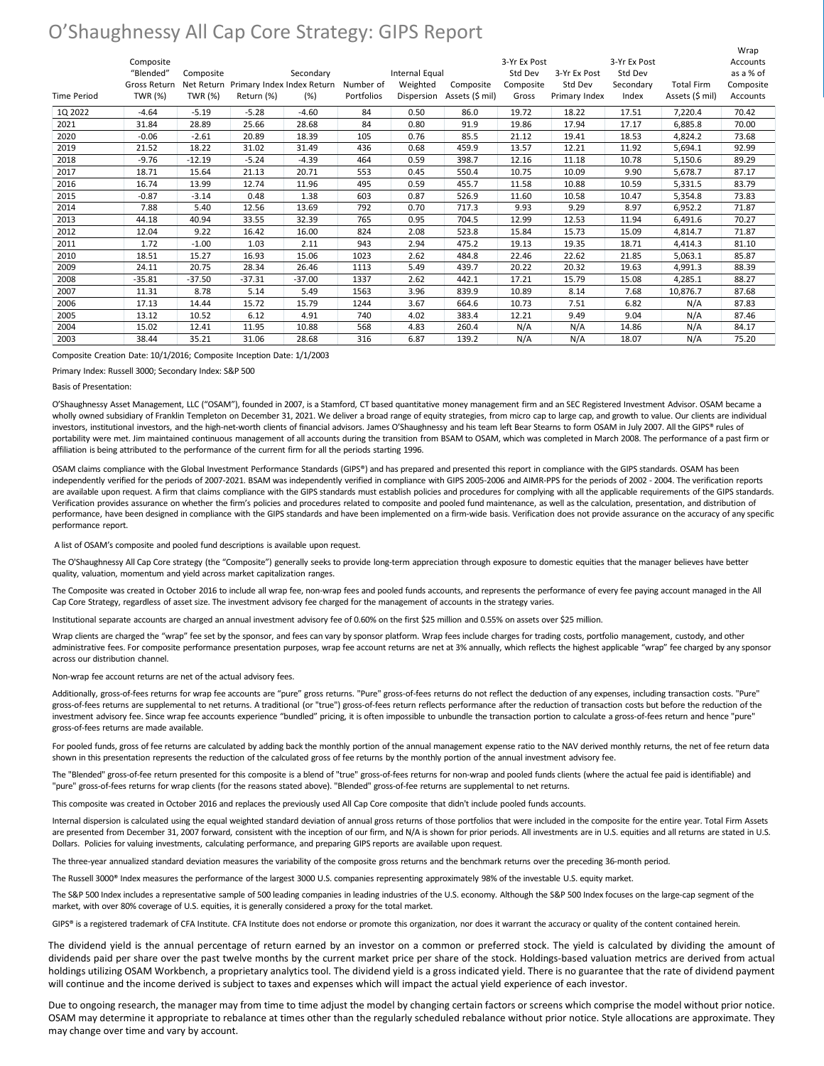# O’Shaughnessy All Cap Core Strategy: GIPS Report

| Time Period | Composite “Blended” Gross Return TWR (%) | Composite Net Return TWR (%) | Primary Index Return (%) | Secondary Index Return (%) | Number of Portfolios | Internal Equal Weighted Dispersion | Composite Assets ($ mil) | 3-Yr Ex Post Std Dev Composite Gross | 3-Yr Ex Post Std Dev Primary Index | 3-Yr Ex Post Std Dev Secondary Index | Total Firm Assets ($ mil) | Wrap Accounts as a % of Composite Accounts |
|---|---|---|---|---|---|---|---|---|---|---|---|---|
| 1Q 2022 | -4.64 | -5.19 | -5.28 | -4.60 | 84 | 0.50 | 86.0 | 19.72 | 18.22 | 17.51 | 7,220.4 | 70.42 |
| 2021 | 31.84 | 28.89 | 25.66 | 28.68 | 84 | 0.80 | 91.9 | 19.86 | 17.94 | 17.17 | 6,885.8 | 70.00 |
| 2020 | -0.06 | -2.61 | 20.89 | 18.39 | 105 | 0.76 | 85.5 | 21.12 | 19.41 | 18.53 | 4,824.2 | 73.68 |
| 2019 | 21.52 | 18.22 | 31.02 | 31.49 | 436 | 0.68 | 459.9 | 13.57 | 12.21 | 11.92 | 5,694.1 | 92.99 |
| 2018 | -9.76 | -12.19 | -5.24 | -4.39 | 464 | 0.59 | 398.7 | 12.16 | 11.18 | 10.78 | 5,150.6 | 89.29 |
| 2017 | 18.71 | 15.64 | 21.13 | 20.71 | 553 | 0.45 | 550.4 | 10.75 | 10.09 | 9.90 | 5,678.7 | 87.17 |
| 2016 | 16.74 | 13.99 | 12.74 | 11.96 | 495 | 0.59 | 455.7 | 11.58 | 10.88 | 10.59 | 5,331.5 | 83.79 |
| 2015 | -0.87 | -3.14 | 0.48 | 1.38 | 603 | 0.87 | 526.9 | 11.60 | 10.58 | 10.47 | 5,354.8 | 73.83 |
| 2014 | 7.88 | 5.40 | 12.56 | 13.69 | 792 | 0.70 | 717.3 | 9.93 | 9.29 | 8.97 | 6,952.2 | 71.87 |
| 2013 | 44.18 | 40.94 | 33.55 | 32.39 | 765 | 0.95 | 704.5 | 12.99 | 12.53 | 11.94 | 6,491.6 | 70.27 |
| 2012 | 12.04 | 9.22 | 16.42 | 16.00 | 824 | 2.08 | 523.8 | 15.84 | 15.73 | 15.09 | 4,814.7 | 71.87 |
| 2011 | 1.72 | -1.00 | 1.03 | 2.11 | 943 | 2.94 | 475.2 | 19.13 | 19.35 | 18.71 | 4,414.3 | 81.10 |
| 2010 | 18.51 | 15.27 | 16.93 | 15.06 | 1023 | 2.62 | 484.8 | 22.46 | 22.62 | 21.85 | 5,063.1 | 85.87 |
| 2009 | 24.11 | 20.75 | 28.34 | 26.46 | 1113 | 5.49 | 439.7 | 20.22 | 20.32 | 19.63 | 4,991.3 | 88.39 |
| 2008 | -35.81 | -37.50 | -37.31 | -37.00 | 1337 | 2.62 | 442.1 | 17.21 | 15.79 | 15.08 | 4,285.1 | 88.27 |
| 2007 | 11.31 | 8.78 | 5.14 | 5.49 | 1563 | 3.96 | 839.9 | 10.89 | 8.14 | 7.68 | 10,876.7 | 87.68 |
| 2006 | 17.13 | 14.44 | 15.72 | 15.79 | 1244 | 3.67 | 664.6 | 10.73 | 7.51 | 6.82 | N/A | 87.83 |
| 2005 | 13.12 | 10.52 | 6.12 | 4.91 | 740 | 4.02 | 383.4 | 12.21 | 9.49 | 9.04 | N/A | 87.46 |
| 2004 | 15.02 | 12.41 | 11.95 | 10.88 | 568 | 4.83 | 260.4 | N/A | N/A | 14.86 | N/A | 84.17 |
| 2003 | 38.44 | 35.21 | 31.06 | 28.68 | 316 | 6.87 | 139.2 | N/A | N/A | 18.07 | N/A | 75.20 |

Composite Creation Date: 10/1/2016; Composite Inception Date: 1/1/2003

Primary Index: Russell 3000; Secondary Index: S&P 500

Basis of Presentation:

O’Shaughnessy Asset Management, LLC (“OSAM”), founded in 2007, is a Stamford, CT based quantitative money management firm and an SEC Registered Investment Advisor. OSAM became a wholly owned subsidiary of Franklin Templeton on December 31, 2021. We deliver a broad range of equity strategies, from micro cap to large cap, and growth to value. Our clients are individual investors, institutional investors, and the high-net-worth clients of financial advisors. James O’Shaughnessy and his team left Bear Stearns to form OSAM in July 2007. All the GIPS® rules of portability were met. Jim maintained continuous management of all accounts during the transition from BSAM to OSAM, which was completed in March 2008. The performance of a past firm or affiliation is being attributed to the performance of the current firm for all the periods starting 1996.

OSAM claims compliance with the Global Investment Performance Standards (GIPS®) and has prepared and presented this report in compliance with the GIPS standards. OSAM has been independently verified for the periods of 2007-2021. BSAM was independently verified in compliance with GIPS 2005-2006 and AIMR-PPS for the periods of 2002 - 2004. The verification reports are available upon request. A firm that claims compliance with the GIPS standards must establish policies and procedures for complying with all the applicable requirements of the GIPS standards. Verification provides assurance on whether the firm’s policies and procedures related to composite and pooled fund maintenance, as well as the calculation, presentation, and distribution of performance, have been designed in compliance with the GIPS standards and have been implemented on a firm-wide basis. Verification does not provide assurance on the accuracy of any specific performance report.

A list of OSAM’s composite and pooled fund descriptions is available upon request.

The O'Shaughnessy All Cap Core strategy (the “Composite”) generally seeks to provide long-term appreciation through exposure to domestic equities that the manager believes have better quality, valuation, momentum and yield across market capitalization ranges.

The Composite was created in October 2016 to include all wrap fee, non-wrap fees and pooled funds accounts, and represents the performance of every fee paying account managed in the All Cap Core Strategy, regardless of asset size. The investment advisory fee charged for the management of accounts in the strategy varies.

Institutional separate accounts are charged an annual investment advisory fee of 0.60% on the first $25 million and 0.55% on assets over $25 million.

Wrap clients are charged the “wrap” fee set by the sponsor, and fees can vary by sponsor platform. Wrap fees include charges for trading costs, portfolio management, custody, and other administrative fees. For composite performance presentation purposes, wrap fee account returns are net at 3% annually, which reflects the highest applicable “wrap” fee charged by any sponsor across our distribution channel.

Non-wrap fee account returns are net of the actual advisory fees.

Additionally, gross-of-fees returns for wrap fee accounts are “pure” gross returns. "Pure" gross-of-fees returns do not reflect the deduction of any expenses, including transaction costs. "Pure" gross-of-fees returns are supplemental to net returns. A traditional (or "true") gross-of-fees return reflects performance after the reduction of transaction costs but before the reduction of the investment advisory fee. Since wrap fee accounts experience “bundled” pricing, it is often impossible to unbundle the transaction portion to calculate a gross-of-fees return and hence "pure" gross-of-fees returns are made available.

For pooled funds, gross of fee returns are calculated by adding back the monthly portion of the annual management expense ratio to the NAV derived monthly returns, the net of fee return data shown in this presentation represents the reduction of the calculated gross of fee returns by the monthly portion of the annual investment advisory fee.

The "Blended" gross-of-fee return presented for this composite is a blend of "true" gross-of-fees returns for non-wrap and pooled funds clients (where the actual fee paid is identifiable) and "pure" gross-of-fees returns for wrap clients (for the reasons stated above). "Blended" gross-of-fee returns are supplemental to net returns.

This composite was created in October 2016 and replaces the previously used All Cap Core composite that didn't include pooled funds accounts.

Internal dispersion is calculated using the equal weighted standard deviation of annual gross returns of those portfolios that were included in the composite for the entire year. Total Firm Assets are presented from December 31, 2007 forward, consistent with the inception of our firm, and N/A is shown for prior periods. All investments are in U.S. equities and all returns are stated in U.S. Dollars. Policies for valuing investments, calculating performance, and preparing GIPS reports are available upon request.

The three-year annualized standard deviation measures the variability of the composite gross returns and the benchmark returns over the preceding 36-month period.

The Russell 3000® Index measures the performance of the largest 3000 U.S. companies representing approximately 98% of the investable U.S. equity market.

The S&P 500 Index includes a representative sample of 500 leading companies in leading industries of the U.S. economy. Although the S&P 500 Index focuses on the large-cap segment of the market, with over 80% coverage of U.S. equities, it is generally considered a proxy for the total market.

GIPS® is a registered trademark of CFA Institute. CFA Institute does not endorse or promote this organization, nor does it warrant the accuracy or quality of the content contained herein.

The dividend yield is the annual percentage of return earned by an investor on a common or preferred stock. The yield is calculated by dividing the amount of dividends paid per share over the past twelve months by the current market price per share of the stock. Holdings-based valuation metrics are derived from actual holdings utilizing OSAM Workbench, a proprietary analytics tool. The dividend yield is a gross indicated yield. There is no guarantee that the rate of dividend payment will continue and the income derived is subject to taxes and expenses which will impact the actual yield experience of each investor.

Due to ongoing research, the manager may from time to time adjust the model by changing certain factors or screens which comprise the model without prior notice. OSAM may determine it appropriate to rebalance at times other than the regularly scheduled rebalance without prior notice. Style allocations are approximate. They may change over time and vary by account.